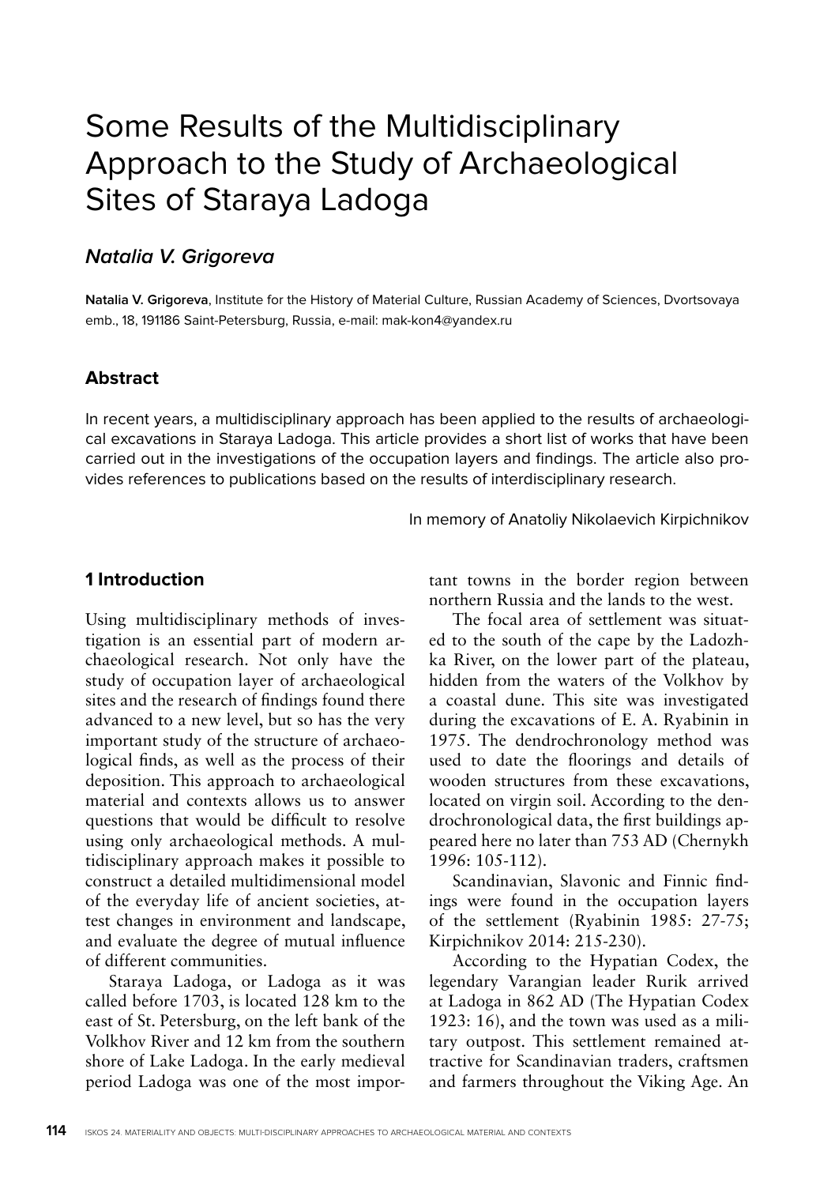# Some Results of the Multidisciplinary Approach to the Study of Archaeological Sites of Staraya Ladoga

### *Natalia V. Grigoreva*

**Natalia V. Grigoreva**, Institute for the History of Material Culture, Russian Academy of Sciences, Dvortsovaya emb., 18, 191186 Saint-Petersburg, Russia, e-mail: mak-kon4@yandex.ru

## Abstract

In recent years, a multidisciplinary approach has been applied to the results of archaeological excavations in Staraya Ladoga. This article provides a short list of works that have been carried out in the investigations of the occupation layers and findings. The article also provides references to publications based on the results of interdisciplinary research.

In memory of Anatoliy Nikolaevich Kirpichnikov

## 1 Introduction

Using multidisciplinary methods of investigation is an essential part of modern archaeological research. Not only have the study of occupation layer of archaeological sites and the research of findings found there advanced to a new level, but so has the very important study of the structure of archaeological finds, as well as the process of their deposition. This approach to archaeological material and contexts allows us to answer questions that would be difficult to resolve using only archaeological methods. A multidisciplinary approach makes it possible to construct a detailed multidimensional model of the everyday life of ancient societies, attest changes in environment and landscape, and evaluate the degree of mutual influence of different communities.

Staraya Ladoga, or Ladoga as it was called before 1703, is located 128 km to the east of St. Petersburg, on the left bank of the Volkhov River and 12 km from the southern shore of Lake Ladoga. In the early medieval period Ladoga was one of the most important towns in the border region between northern Russia and the lands to the west.

The focal area of settlement was situated to the south of the cape by the Ladozhka River, on the lower part of the plateau, hidden from the waters of the Volkhov by a coastal dune. This site was investigated during the excavations of E. A. Ryabinin in 1975. The dendrochronology method was used to date the floorings and details of wooden structures from these excavations, located on virgin soil. According to the dendrochronological data, the first buildings appeared here no later than 753 AD (Chernykh 1996: 105-112).

Scandinavian, Slavonic and Finnic findings were found in the occupation layers of the settlement (Ryabinin 1985: 27-75; Kirpichnikov 2014: 215-230).

According to the Hypatian Codex, the legendary Varangian leader Rurik arrived at Ladoga in 862 AD (The Hypatian Codex 1923: 16), and the town was used as a military outpost. This settlement remained attractive for Scandinavian traders, craftsmen and farmers throughout the Viking Age. An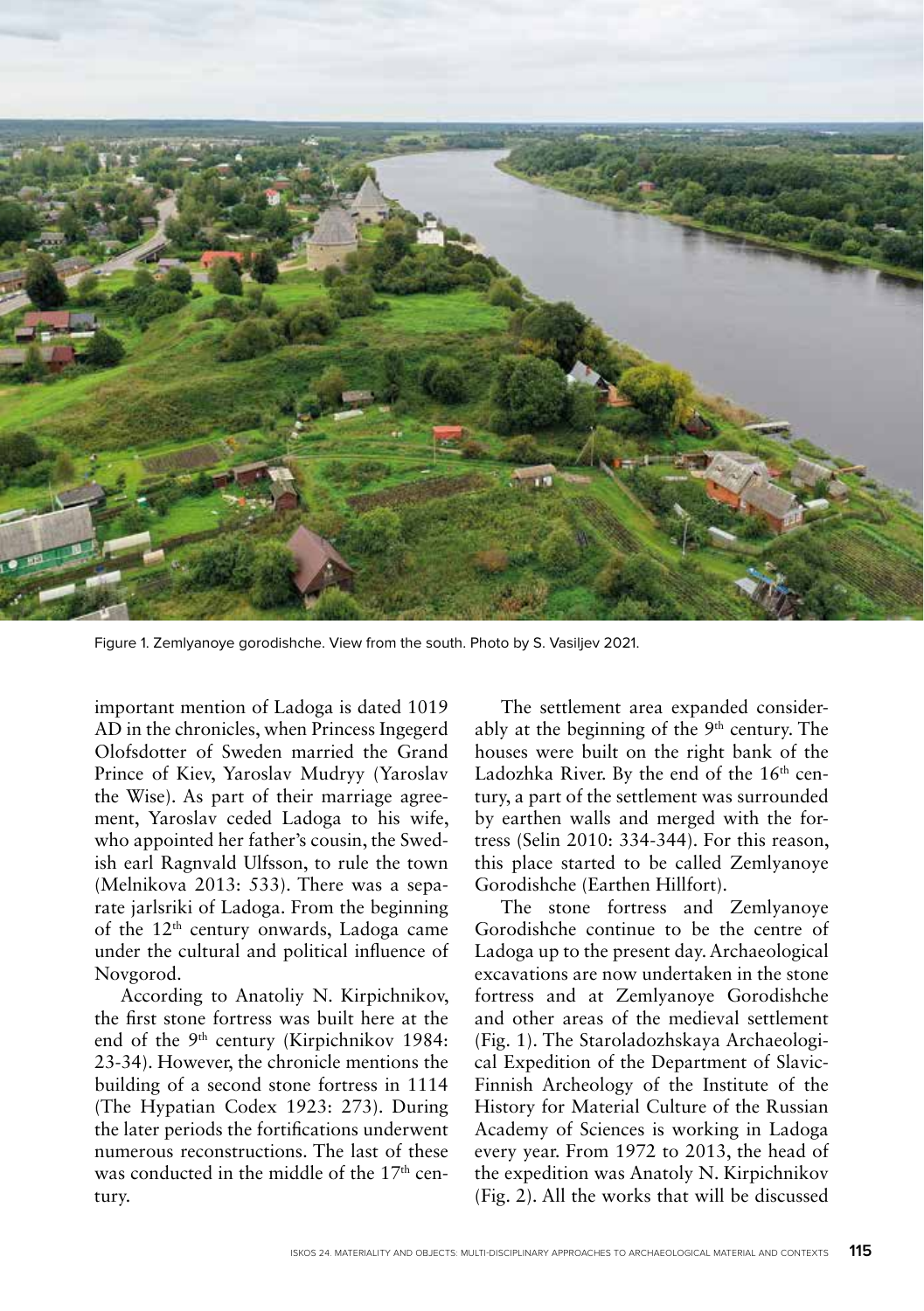Figure 1. Zemlyanoye gorodishche. View from the south. Photo by S. Vasiljev 2021.

important mention of Ladoga is dated 1019 AD in the chronicles, when Princess Ingegerd Olofsdotter of Sweden married the Grand Prince of Kiev, Yaroslav Mudryy (Yaroslav the Wise). As part of their marriage agreement, Yaroslav ceded Ladoga to his wife, who appointed her father's cousin, the Swedish earl Ragnvald Ulfsson, to rule the town (Melnikova 2013: 533). There was a separate jarlsriki of Ladoga. From the beginning of the 12th century onwards, Ladoga came under the cultural and political influence of Novgorod.

According to Anatoliy N. Kirpichnikov, the first stone fortress was built here at the end of the 9th century (Kirpichnikov 1984: 23-34). However, the chronicle mentions the building of a second stone fortress in 1114 (The Hypatian Codex 1923: 273). During the later periods the fortifications underwent numerous reconstructions. The last of these was conducted in the middle of the 17th century.

The settlement area expanded considerably at the beginning of the 9th century. The houses were built on the right bank of the Ladozhka River. By the end of the 16th century, a part of the settlement was surrounded by earthen walls and merged with the fortress (Selin 2010: 334-344). For this reason, this place started to be called Zemlyanoye Gorodishche (Earthen Hillfort).

The stone fortress and Zemlyanoye Gorodishche continue to be the centre of Ladoga up to the present day. Archaeological excavations are now undertaken in the stone fortress and at Zemlyanoye Gorodishche and other areas of the medieval settlement (Fig. 1). The Staroladozhskaya Archaeological Expedition of the Department of Slavic-Finnish Archeology of the Institute of the History for Material Culture of the Russian Academy of Sciences is working in Ladoga every year. From 1972 to 2013, the head of the expedition was Anatoly N. Kirpichnikov (Fig. 2). All the works that will be discussed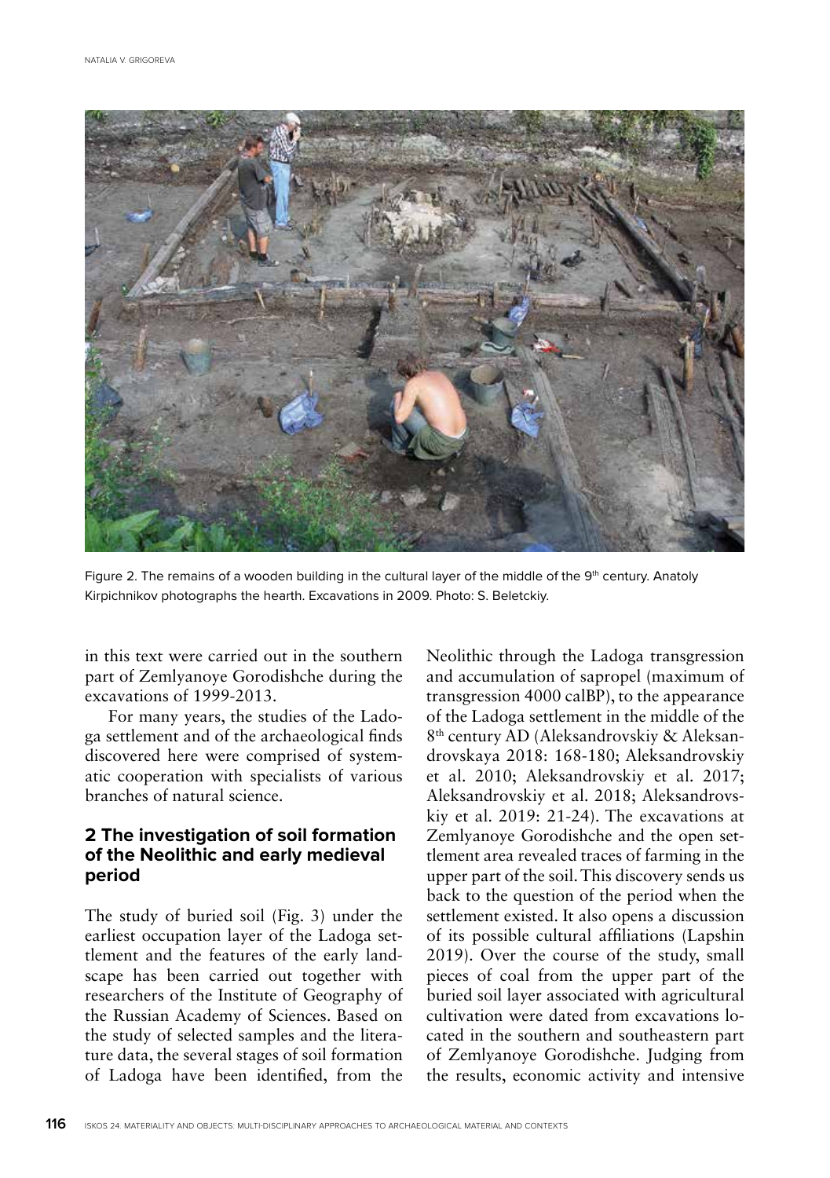Figure 2. The remains of a wooden building in the cultural layer of the middle of the 9th century. Anatoly Kirpichnikov photographs the hearth. Excavations in 2009. Photo: S. Beletckiy.

in this text were carried out in the southern part of Zemlyanoye Gorodishche during the excavations of 1999-2013.

For many years, the studies of the Ladoga settlement and of the archaeological finds discovered here were comprised of systematic cooperation with specialists of various branches of natural science.

## 2 The investigation of soil formation of the Neolithic and early medieval period

The study of buried soil (Fig. 3) under the earliest occupation layer of the Ladoga settlement and the features of the early landscape has been carried out together with researchers of the Institute of Geography of the Russian Academy of Sciences. Based on the study of selected samples and the literature data, the several stages of soil formation of Ladoga have been identified, from the Neolithic through the Ladoga transgression and accumulation of sapropel (maximum of transgression 4000 calBP), to the appearance of the Ladoga settlement in the middle of the 8th century AD (Aleksandrovskiy & Aleksandrovskaya 2018: 168-180; Aleksandrovskiy et al. 2010; Aleksandrovskiy et al. 2017; Aleksandrovskiy et al. 2018; Aleksandrovskiy et al. 2019: 21-24). The excavations at Zemlyanoye Gorodishche and the open settlement area revealed traces of farming in the upper part of the soil. This discovery sends us back to the question of the period when the settlement existed. It also opens a discussion of its possible cultural affiliations (Lapshin 2019). Over the course of the study, small pieces of coal from the upper part of the buried soil layer associated with agricultural cultivation were dated from excavations located in the southern and southeastern part of Zemlyanoye Gorodishche. Judging from the results, economic activity and intensive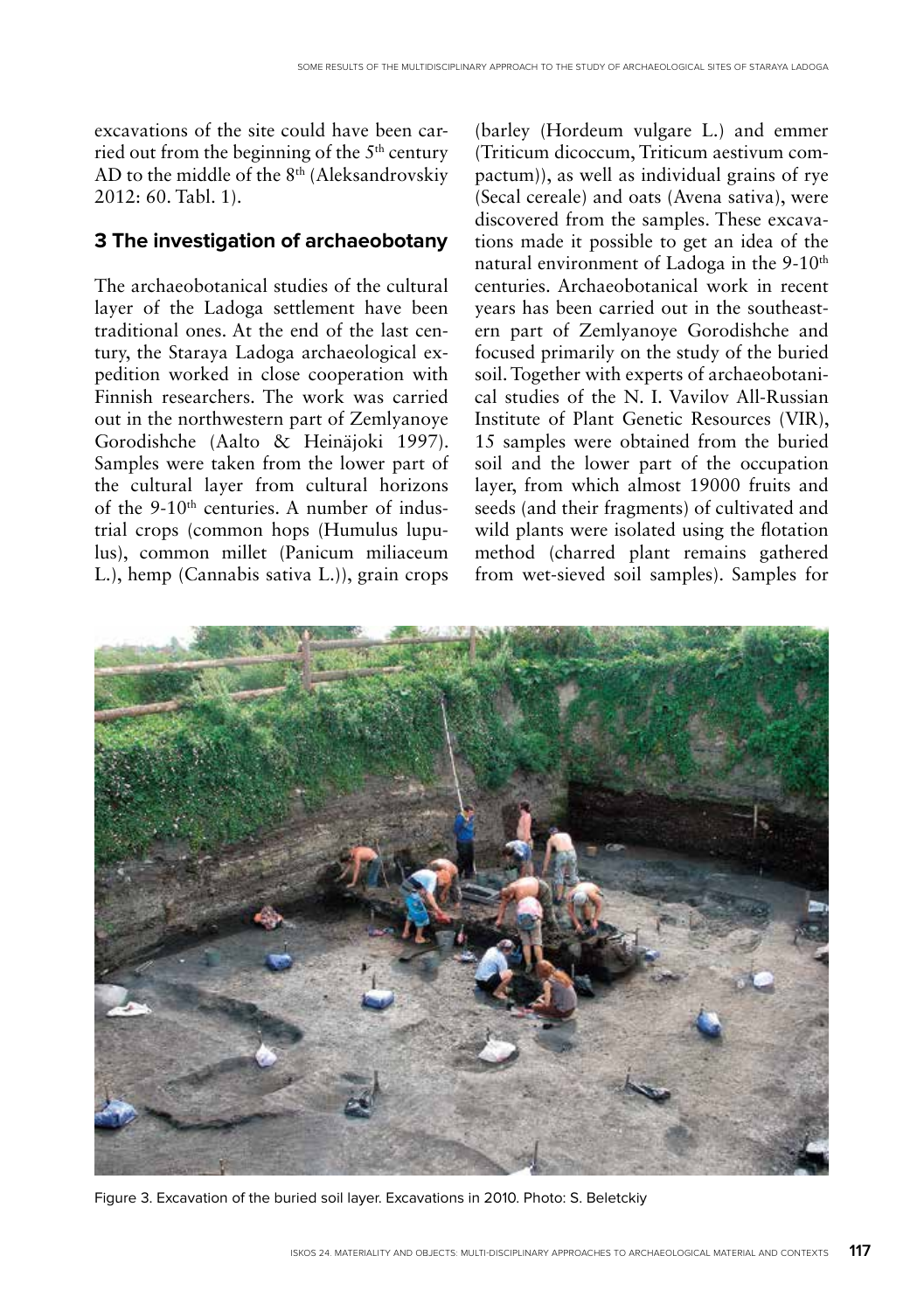excavations of the site could have been carried out from the beginning of the 5th century AD to the middle of the 8th (Aleksandrovskiy 2012: 60. Tabl. 1).

## 3 The investigation of archaeobotany

The archaeobotanical studies of the cultural layer of the Ladoga settlement have been traditional ones. At the end of the last century, the Staraya Ladoga archaeological expedition worked in close cooperation with Finnish researchers. The work was carried out in the northwestern part of Zemlyanoye Gorodishche (Aalto & Heinäjoki 1997). Samples were taken from the lower part of the cultural layer from cultural horizons of the 9-10th centuries. A number of industrial crops (common hops (Humulus lupulus), common millet (Panicum miliaceum L.), hemp (Cannabis sativa L.)), grain crops (barley (Hordeum vulgare L.) and emmer (Triticum dicoccum, Triticum aestivum compactum)), as well as individual grains of rye (Secal cereale) and oats (Avena sativa), were discovered from the samples. These excavations made it possible to get an idea of the natural environment of Ladoga in the 9-10th centuries. Archaeobotanical work in recent years has been carried out in the southeastern part of Zemlyanoye Gorodishche and focused primarily on the study of the buried soil. Together with experts of archaeobotanical studies of the N. I. Vavilov All-Russian Institute of Plant Genetic Resources (VIR), 15 samples were obtained from the buried soil and the lower part of the occupation layer, from which almost 19000 fruits and seeds (and their fragments) of cultivated and wild plants were isolated using the flotation method (charred plant remains gathered from wet-sieved soil samples). Samples for

Figure 3. Excavation of the buried soil layer. Excavations in 2010. Photo: S. Beletckiy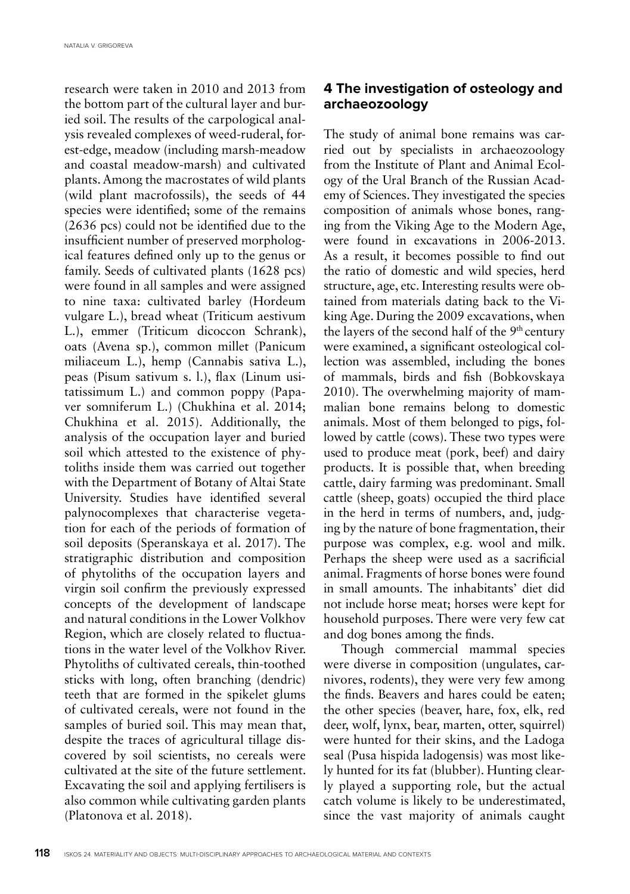research were taken in 2010 and 2013 from the bottom part of the cultural layer and buried soil. The results of the carpological analysis revealed complexes of weed-ruderal, forest-edge, meadow (including marsh-meadow and coastal meadow-marsh) and cultivated plants. Among the macrostates of wild plants (wild plant macrofossils), the seeds of 44 species were identified; some of the remains (2636 pcs) could not be identified due to the insufficient number of preserved morphological features defined only up to the genus or family. Seeds of cultivated plants (1628 pcs) were found in all samples and were assigned to nine taxa: cultivated barley (Hordeum vulgare L.), bread wheat (Triticum aestivum L.), emmer (Triticum dicoccon Schrank), oats (Avena sp.), common millet (Panicum miliaceum L.), hemp (Cannabis sativa L.), peas (Pisum sativum s. l.), flax (Linum usitatissimum L.) and common poppy (Papaver somniferum L.) (Chukhina et al. 2014; Chukhina et al. 2015). Additionally, the analysis of the occupation layer and buried soil which attested to the existence of phytoliths inside them was carried out together with the Department of Botany of Altai State University. Studies have identified several palynocomplexes that characterise vegetation for each of the periods of formation of soil deposits (Speranskaya et al. 2017). The stratigraphic distribution and composition of phytoliths of the occupation layers and virgin soil confirm the previously expressed concepts of the development of landscape and natural conditions in the Lower Volkhov Region, which are closely related to fluctuations in the water level of the Volkhov River. Phytoliths of cultivated cereals, thin-toothed sticks with long, often branching (dendric) teeth that are formed in the spikelet glums of cultivated cereals, were not found in the samples of buried soil. This may mean that, despite the traces of agricultural tillage discovered by soil scientists, no cereals were cultivated at the site of the future settlement. Excavating the soil and applying fertilisers is also common while cultivating garden plants (Platonova et al. 2018).

## 4 The investigation of osteology and archaeozoology

The study of animal bone remains was carried out by specialists in archaeozoology from the Institute of Plant and Animal Ecology of the Ural Branch of the Russian Academy of Sciences. They investigated the species composition of animals whose bones, ranging from the Viking Age to the Modern Age, were found in excavations in 2006-2013. As a result, it becomes possible to find out the ratio of domestic and wild species, herd structure, age, etc. Interesting results were obtained from materials dating back to the Viking Age. During the 2009 excavations, when the layers of the second half of the 9th century were examined, a significant osteological collection was assembled, including the bones of mammals, birds and fish (Bobkovskaya 2010). The overwhelming majority of mammalian bone remains belong to domestic animals. Most of them belonged to pigs, followed by cattle (cows). These two types were used to produce meat (pork, beef) and dairy products. It is possible that, when breeding cattle, dairy farming was predominant. Small cattle (sheep, goats) occupied the third place in the herd in terms of numbers, and, judging by the nature of bone fragmentation, their purpose was complex, e.g. wool and milk. Perhaps the sheep were used as a sacrificial animal. Fragments of horse bones were found in small amounts. The inhabitants' diet did not include horse meat; horses were kept for household purposes. There were very few cat and dog bones among the finds.

Though commercial mammal species were diverse in composition (ungulates, carnivores, rodents), they were very few among the finds. Beavers and hares could be eaten; the other species (beaver, hare, fox, elk, red deer, wolf, lynx, bear, marten, otter, squirrel) were hunted for their skins, and the Ladoga seal (Pusa hispida ladogensis) was most likely hunted for its fat (blubber). Hunting clearly played a supporting role, but the actual catch volume is likely to be underestimated, since the vast majority of animals caught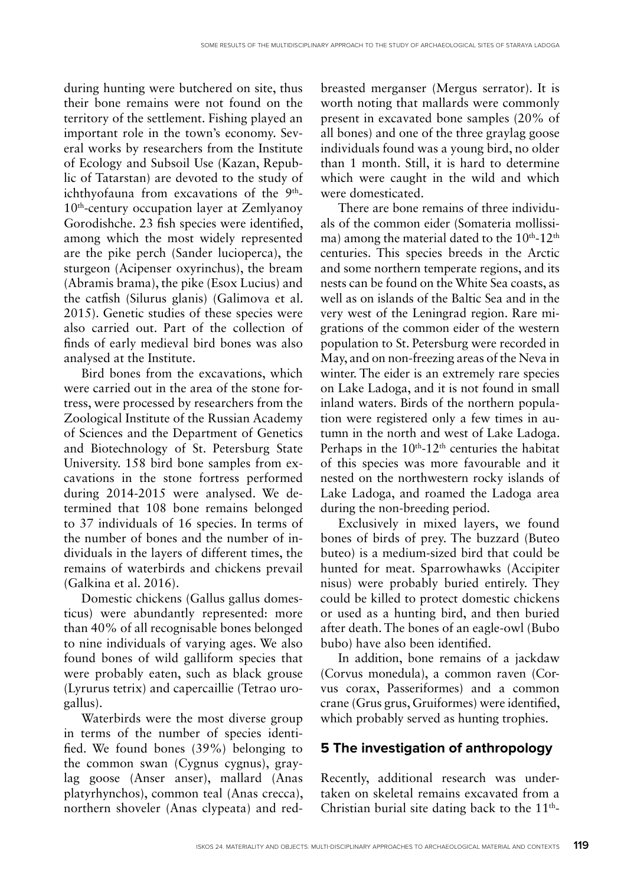during hunting were butchered on site, thus their bone remains were not found on the territory of the settlement. Fishing played an important role in the town's economy. Several works by researchers from the Institute of Ecology and Subsoil Use (Kazan, Republic of Tatarstan) are devoted to the study of ichthyofauna from excavations of the 9th-10th-century occupation layer at Zemlyanoy Gorodishche. 23 fish species were identified, among which the most widely represented are the pike perch (Sander lucioperca), the sturgeon (Acipenser oxyrinchus), the bream (Abramis brama), the pike (Esox Lucius) and the catfish (Silurus glanis) (Galimova et al. 2015). Genetic studies of these species were also carried out. Part of the collection of finds of early medieval bird bones was also analysed at the Institute.

Bird bones from the excavations, which were carried out in the area of the stone fortress, were processed by researchers from the Zoological Institute of the Russian Academy of Sciences and the Department of Genetics and Biotechnology of St. Petersburg State University. 158 bird bone samples from excavations in the stone fortress performed during 2014-2015 were analysed. We determined that 108 bone remains belonged to 37 individuals of 16 species. In terms of the number of bones and the number of individuals in the layers of different times, the remains of waterbirds and chickens prevail (Galkina et al. 2016).

Domestic chickens (Gallus gallus domesticus) were abundantly represented: more than 40% of all recognisable bones belonged to nine individuals of varying ages. We also found bones of wild galliform species that were probably eaten, such as black grouse (Lyrurus tetrix) and capercaillie (Tetrao urogallus).

Waterbirds were the most diverse group in terms of the number of species identified. We found bones (39%) belonging to the common swan (Cygnus cygnus), graylag goose (Anser anser), mallard (Anas platyrhynchos), common teal (Anas crecca), northern shoveler (Anas clypeata) and red-breasted merganser (Mergus serrator). It is worth noting that mallards were commonly present in excavated bone samples (20% of all bones) and one of the three graylag goose individuals found was a young bird, no older than 1 month. Still, it is hard to determine which were caught in the wild and which were domesticated.

There are bone remains of three individuals of the common eider (Somateria mollissima) among the material dated to the 10th-12th centuries. This species breeds in the Arctic and some northern temperate regions, and its nests can be found on the White Sea coasts, as well as on islands of the Baltic Sea and in the very west of the Leningrad region. Rare migrations of the common eider of the western population to St. Petersburg were recorded in May, and on non-freezing areas of the Neva in winter. The eider is an extremely rare species on Lake Ladoga, and it is not found in small inland waters. Birds of the northern population were registered only a few times in autumn in the north and west of Lake Ladoga. Perhaps in the 10th-12th centuries the habitat of this species was more favourable and it nested on the northwestern rocky islands of Lake Ladoga, and roamed the Ladoga area during the non-breeding period.

Exclusively in mixed layers, we found bones of birds of prey. The buzzard (Buteo buteo) is a medium-sized bird that could be hunted for meat. Sparrowhawks (Accipiter nisus) were probably buried entirely. They could be killed to protect domestic chickens or used as a hunting bird, and then buried after death. The bones of an eagle-owl (Bubo bubo) have also been identified.

In addition, bone remains of a jackdaw (Corvus monedula), a common raven (Corvus corax, Passeriformes) and a common crane (Grus grus, Gruiformes) were identified, which probably served as hunting trophies.

## 5 The investigation of anthropology

Recently, additional research was undertaken on skeletal remains excavated from a Christian burial site dating back to the 11th-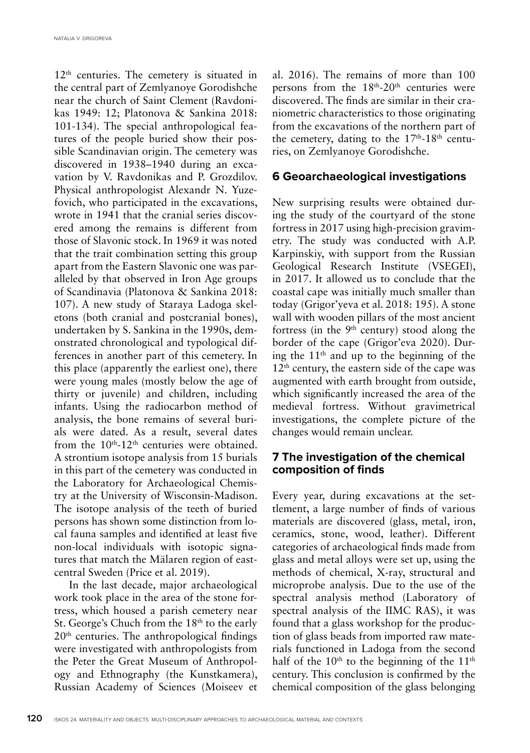12th centuries. The cemetery is situated in the central part of Zemlyanoye Gorodishche near the church of Saint Clement (Ravdonikas 1949: 12; Platonova & Sankina 2018: 101-134). The special anthropological features of the people buried show their possible Scandinavian origin. The cemetery was discovered in 1938–1940 during an excavation by V. Ravdonikas and P. Grozdilov. Physical anthropologist Alexandr N. Yuzefovich, who participated in the excavations, wrote in 1941 that the cranial series discovered among the remains is different from those of Slavonic stock. In 1969 it was noted that the trait combination setting this group apart from the Eastern Slavonic one was paralleled by that observed in Iron Age groups of Scandinavia (Platonova & Sankina 2018: 107). A new study of Staraya Ladoga skeletons (both cranial and postcranial bones), undertaken by S. Sankina in the 1990s, demonstrated chronological and typological differences in another part of this cemetery. In this place (apparently the earliest one), there were young males (mostly below the age of thirty or juvenile) and children, including infants. Using the radiocarbon method of analysis, the bone remains of several burials were dated. As a result, several dates from the 10th-12th centuries were obtained. A strontium isotope analysis from 15 burials in this part of the cemetery was conducted in the Laboratory for Archaeological Chemistry at the University of Wisconsin-Madison. The isotope analysis of the teeth of buried persons has shown some distinction from local fauna samples and identified at least five non-local individuals with isotopic signatures that match the Mälaren region of east-central Sweden (Price et al. 2019).

In the last decade, major archaeological work took place in the area of the stone fortress, which housed a parish cemetery near St. George's Chuch from the 18th to the early 20th centuries. The anthropological findings were investigated with anthropologists from the Peter the Great Museum of Anthropology and Ethnography (the Kunstkamera), Russian Academy of Sciences (Moiseev et al. 2016). The remains of more than 100 persons from the 18th-20th centuries were discovered. The finds are similar in their craniometric characteristics to those originating from the excavations of the northern part of the cemetery, dating to the 17th-18th centuries, on Zemlyanoye Gorodishche.

## 6 Geoarchaeological investigations

New surprising results were obtained during the study of the courtyard of the stone fortress in 2017 using high-precision gravimetry. The study was conducted with A.P. Karpinskiy, with support from the Russian Geological Research Institute (VSEGEI), in 2017. It allowed us to conclude that the coastal cape was initially much smaller than today (Grigor'yeva et al. 2018: 195). A stone wall with wooden pillars of the most ancient fortress (in the 9th century) stood along the border of the cape (Grigor'eva 2020). During the 11th and up to the beginning of the 12th century, the eastern side of the cape was augmented with earth brought from outside, which significantly increased the area of the medieval fortress. Without gravimetrical investigations, the complete picture of the changes would remain unclear.

## 7 The investigation of the chemical composition of finds

Every year, during excavations at the settlement, a large number of finds of various materials are discovered (glass, metal, iron, ceramics, stone, wood, leather). Different categories of archaeological finds made from glass and metal alloys were set up, using the methods of chemical, X-ray, structural and microprobe analysis. Due to the use of the spectral analysis method (Laboratory of spectral analysis of the IIMC RAS), it was found that a glass workshop for the production of glass beads from imported raw materials functioned in Ladoga from the second half of the 10th to the beginning of the 11th century. This conclusion is confirmed by the chemical composition of the glass belonging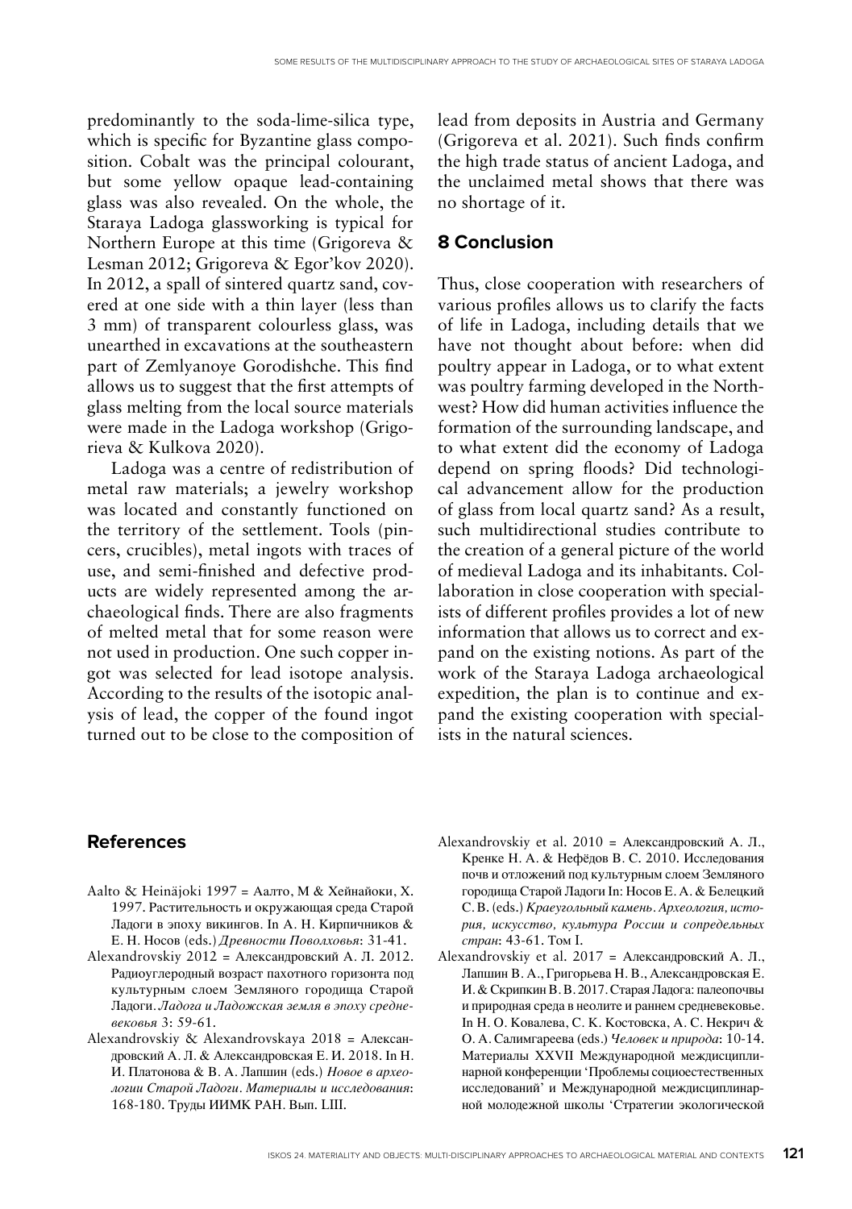predominantly to the soda-lime-silica type, which is specific for Byzantine glass composition. Cobalt was the principal colourant, but some yellow opaque lead-containing glass was also revealed. On the whole, the Staraya Ladoga glassworking is typical for Northern Europe at this time (Grigoreva & Lesman 2012; Grigoreva & Egor'kov 2020). In 2012, a spall of sintered quartz sand, covered at one side with a thin layer (less than 3 mm) of transparent colourless glass, was unearthed in excavations at the southeastern part of Zemlyanoye Gorodishche. This find allows us to suggest that the first attempts of glass melting from the local source materials were made in the Ladoga workshop (Grigorieva & Kulkova 2020).

Ladoga was a centre of redistribution of metal raw materials; a jewelry workshop was located and constantly functioned on the territory of the settlement. Tools (pincers, crucibles), metal ingots with traces of use, and semi-finished and defective products are widely represented among the archaeological finds. There are also fragments of melted metal that for some reason were not used in production. One such copper ingot was selected for lead isotope analysis. According to the results of the isotopic analysis of lead, the copper of the found ingot turned out to be close to the composition of lead from deposits in Austria and Germany (Grigoreva et al. 2021). Such finds confirm the high trade status of ancient Ladoga, and the unclaimed metal shows that there was no shortage of it.

## 8 Conclusion

Thus, close cooperation with researchers of various profiles allows us to clarify the facts of life in Ladoga, including details that we have not thought about before: when did poultry appear in Ladoga, or to what extent was poultry farming developed in the Northwest? How did human activities influence the formation of the surrounding landscape, and to what extent did the economy of Ladoga depend on spring floods? Did technological advancement allow for the production of glass from local quartz sand? As a result, such multidirectional studies contribute to the creation of a general picture of the world of medieval Ladoga and its inhabitants. Collaboration in close cooperation with specialists of different profiles provides a lot of new information that allows us to correct and expand on the existing notions. As part of the work of the Staraya Ladoga archaeological expedition, the plan is to continue and expand the existing cooperation with specialists in the natural sciences.

## References

Aalto & Heinäjoki 1997 = Аалто, М & Хейнайоки, Х. 1997. Растительность и окружающая среда Старой Ладоги в эпоху викингов. In А. Н. Кирпичников & Е. Н. Носов (eds.) *Древности Поволховья*: 31-41.

Alexandrovskiy 2012 = Александровский А. Л. 2012. Радиоуглеродный возраст пахотного горизонта под культурным слоем Земляного городища Старой Ладоги. *Ладога и Ладожская земля в эпоху средневековья* 3: 59-61.

Alexandrovskiy & Alexandrovskaya 2018 = Александровский А. Л. & Александровская Е. И. 2018. In Н. И. Платонова & В. А. Лапшин (eds.) *Новое в археологии Старой Ладоги. Материалы и исследования*: 168-180. Труды ИИМК РАН. Вып. LIII.

Alexandrovskiy et al. 2010 = Александровский А. Л., Кренке Н. А. & Нефёдов В. С. 2010. Исследования почв и отложений под культурным слоем Земляного городища Старой Ладоги In: Носов Е. А. & Белецкий С. В. (eds.) *Краеугольный камень. Археология, история, искусство, культура России и сопредельных стран*: 43-61. Том I.

Alexandrovskiy et al. 2017 = Александровский А. Л., Лапшин В. А., Григорьева Н. В., Александровская Е. И. & Скрипкин В. В. 2017. Старая Ладога: палеопочвы и природная среда в неолите и раннем средневековье. In Н. О. Ковалева, С. К. Костовска, А. С. Некрич & О. А. Салимгареева (eds.) *Человек и природа*: 10-14. Материалы XXVII Международной междисциплинарной конференции 'Проблемы социоестественных исследований' и Международной междисциплинарной молодежной школы 'Стратегии экологической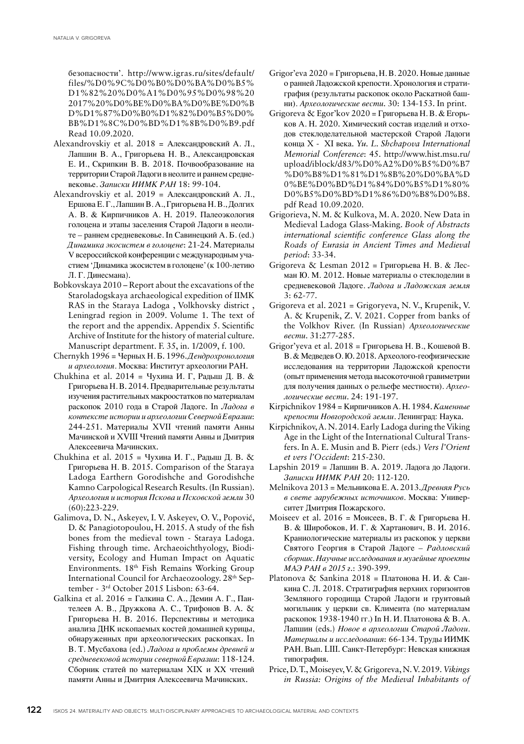безопасности'. http://www.igras.ru/sites/default/files/%D0%9C%D0%B0%D0%BA%D0%B5%D1%82%20%D0%A1%D0%95%D0%98%202017%20%D0%BE%D0%BA%D0%BE%D0%BD%D1%87%D0%B0%D1%82%D0%B5%D0%BB%D1%8C%D0%BD%D1%8B%D0%B9.pdf Read 10.09.2020.

Alexandrovskiy et al. 2018 = Александровский А. Л., Лапшин В. А., Григорьева Н. В., Александровская Е. И., Скрипкин В. В. 2018. Почвообразование на территории Старой Ладоги в неолите и раннем средневековье. *Записки ИИМК РАН* 18: 99-104.

Alexandrovskiy et al. 2019 = Александровский А. Л., Ершова Е. Г., Лапшин В. А., Григорьева Н. В., Долгих А. В. & Кирпичников А. Н. 2019. Палеоэкология голоцена и этапы заселения Старой Ладоги в неолите – раннем средневековье. In Савинецкий А. Б. (ed.) *Динамика экосистем в голоцене*: 21-24. Материалы V всероссийской конференции с международным участием 'Динамика экосистем в голоцене' (к 100-летию Л. Г. Динесмана).

Bobkovskaya 2010 – Report about the excavations of the Staroladogskaya archaeological expedition of IIMK RAS in the Staraya Ladoga , Volkhovsky district , Leningrad region in 2009. Volume 1. The text of the report and the appendix. Appendix 5. Scientific Archive of Institute for the history of material culture. Manuscript department. F. 35, in. 1/2009, f. 100.

Chernykh 1996 = Черных Н. Б. 1996. *Дендрохронология и археология*. Москва: Институт археологии РАН.

Chukhina et al. 2014 = Чухина И. Г, Радыш Д. В. & Григорьева Н. В. 2014. Предварительные результаты изучения растительных макроостатков по материалам раскопок 2010 года в Старой Ладоге. In *Ладога в контексте истории и археологии Северной Евразии*: 244-251. Материалы XVII чтений памяти Анны Мачинской и XVIII Чтений памяти Анны и Дмитрия Алексеевича Мачинских.

Chukhina et al. 2015 = Чухина И. Г., Радыш Д. В. & Григорьева Н. В. 2015. Comparison of the Staraya Ladoga Earthern Gorodishche and Gorodishche Kamno Carpological Research Results. (In Russian). *Археология и история Пскова и Псковской земли* 30 (60):223-229.

Galimova, D. N., Askeyev, I. V. Askeyev, O. V., Popović, D. & Panagiotopoulou, H. 2015. A study of the fish bones from the medieval town - Staraya Ladoga. Fishing through time. Archaeoichthyology, Biodiversity, Ecology and Human Impact on Aquatic Environments. 18th Fish Remains Working Group International Council for Archaeozoology. 28th September - 3rd October 2015 Lisbon: 63-64.

Galkina et al. 2016 = Галкина С. А., Демин А. Г., Пантелеев А. В., Дружкова А. С., Трифонов В. А. & Григорьева Н. В. 2016. Перспективы и методика анализа ДНК ископаемых костей домашней курицы, обнаруженных при археологических раскопках. In В. Т. Мусбахова (ed.) *Ладога и проблемы древней и средневековой истории северной Евразии*: 118-124. Сборник статей по материалам XIX и XX чтений памяти Анны и Дмитрия Алексеевича Мачинских.

Grigor'eva 2020 = Григорьева, Н. В. 2020. Новые данные о ранней Ладожской крепости. Хронология и стратиграфия (результаты раскопок около Раскатной башни). *Археологические вести*. 30: 134-153. In print.

Grigoreva & Egor'kov 2020 = Григорьева Н. В. & Егорьков А. Н. 2020. Химический состав изделий и отходов стеклоделательной мастерской Старой Ладоги конца X - XI века. *Yu. L. Shchapova International Memorial Conference*: 45. http://www.hist.msu.ru/upload/iblock/d83/%D0%A2%D0%B5%D0%B7%D0%B8%D1%81%D1%8B%20%D0%BA%D0%BE%D0%BD%D1%84%D0%B5%D1%80%D0%B5%D0%BD%D1%86%D0%B8%D0%B8.pdf Read 10.09.2020.

Grigorieva, N. M. & Kulkova, M. A. 2020. New Data in Medieval Ladoga Glass-Making. *Book of Abstracts international scientific conference Glass along the Roads of Eurasia in Ancient Times and Medieval period*: 33-34.

Grigoreva & Lesman 2012 = Григорьева Н. В. & Лесман Ю. М. 2012. Новые материалы о стеклоделии в средневековой Ладоге. *Ладога и Ладожская земля* 3: 62-77.

Grigoreva et al. 2021 = Grigoryeva, N. V., Krupenik, V. A. & Krupenik, Z. V. 2021. Copper from banks of the Volkhov River. (In Russian) *Археологические вести*. 31:277-285.

Grigor'yeva et al. 2018 = Григорьева Н. В., Кошевой В. В. & Медведев О. Ю. 2018. Археолого-геофизические исследования на территории Ладожской крепости (опыт применения метода высокоточной гравиметрии для получения данных о рельефе местности). *Археологические вести*. 24: 191-197.

Kirpichnikov 1984 = Кирпичников А. Н. 1984. *Каменные крепости Новгородской земли*. Ленинград: Наука.

Kirpichnikov, A. N. 2014. Early Ladoga during the Viking Age in the Light of the International Cultural Transfers. In A. E. Musin and B. Pierr (eds.) *Vers l'Orient et vers l'Occident*: 215-230.

Lapshin 2019 = Лапшин В. А. 2019. Ладога до Ладоги. *Записки ИИМК РАН* 20: 112-120.

Melnikova 2013 = Мельникова Е. А. 2013. *Древняя Русь в свете зарубежных источников*. Москва: Университет Дмитрия Пожарского.

Moiseev et al. 2016 = Моисеев, В. Г. & Григорьева Н. В. & Широбоков, И. Г. & Хартанович, В. И. 2016. Краниологические материалы из раскопок у церкви Святого Георгия в Старой Ладоге – *Радловский сборник. Научные исследования и музейные проекты МАЭ РАН в 2015 г.*: 390-399.

Platonova & Sankina 2018 = Платонова Н. И. & Санкина С. Л. 2018. Стратиграфия верхних горизонтов Земляного городища Старой Ладоги и грунтовый могильник у церкви св. Климента (по материалам раскопок 1938-1940 гг.) In Н. И. Платонова & В. А. Лапшин (eds.) *Новое в археологии Старой Ладоги. Материалы и исследования*: 66-134. Труды ИИМК РАН. Вып. LIII. Санкт-Петербург: Невская книжная типография.

Price, D. T., Moiseyev, V. & Grigoreva, N. V. 2019. *Vikings in Russia: Origins of the Medieval Inhabitants of*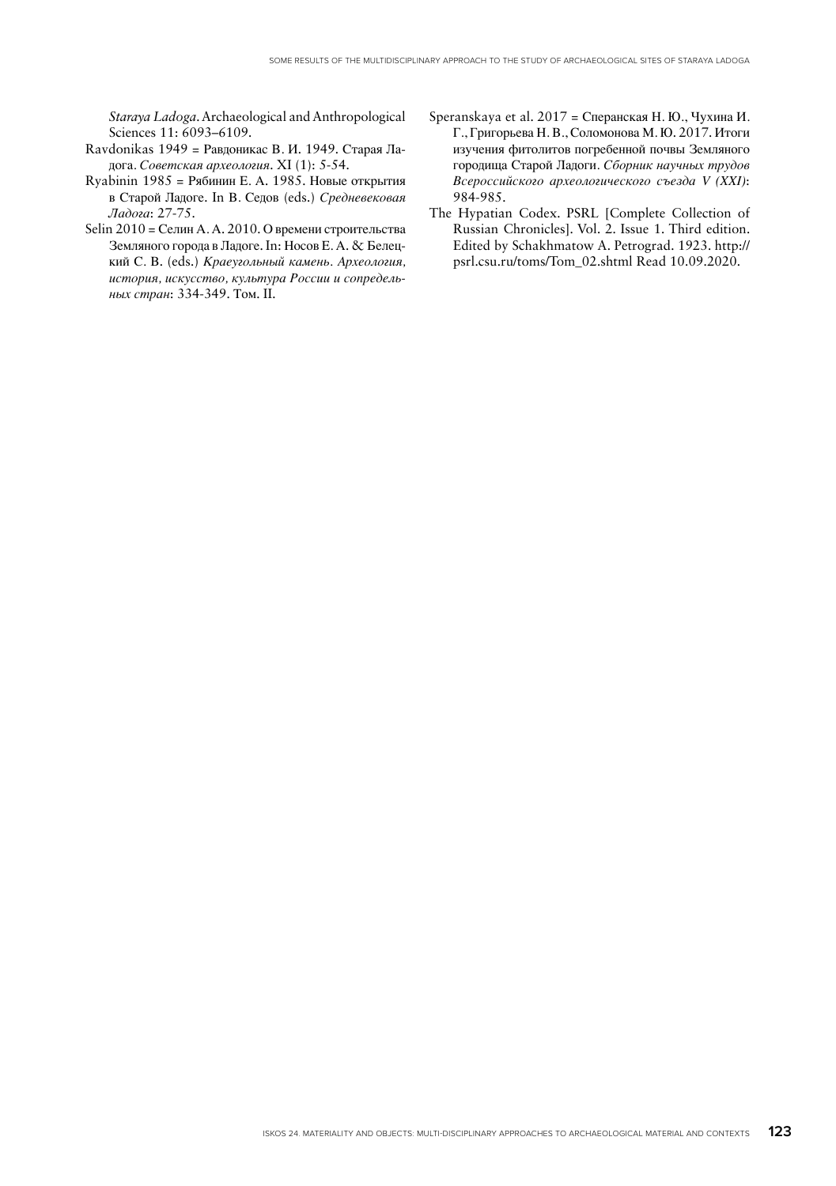*Staraya Ladoga*. Archaeological and Anthropological Sciences 11: 6093–6109.

Ravdonikas 1949 = Равдоникас В. И. 1949. Старая Ладога. *Советская археология*. XI (1): 5-54.

Ryabinin 1985 = Рябинин Е. А. 1985. Новые открытия в Старой Ладоге. In В. Седов (eds.) *Средневековая Ладога*: 27-75.

Selin 2010 = Селин А. А. 2010. О времени строительства Земляного города в Ладоге. In: Носов Е. А. & Белецкий С. В. (eds.) *Краеугольный камень. Археология, история, искусство, культура России и сопредельных стран*: 334-349. Том. II.

Speranskaya et al. 2017 = Сперанская Н. Ю., Чухина И. Г., Григорьева Н. В., Соломонова М. Ю. 2017. Итоги изучения фитолитов погребенной почвы Земляного городища Старой Ладоги. *Сборник научных трудов Всероссийского археологического съезда V (XXI)*: 984-985.

The Hypatian Codex. PSRL [Complete Collection of Russian Chronicles]. Vol. 2. Issue 1. Third edition. Edited by Schakhmatow A. Petrograd. 1923. http://psrl.csu.ru/toms/Tom_02.shtml Read 10.09.2020.